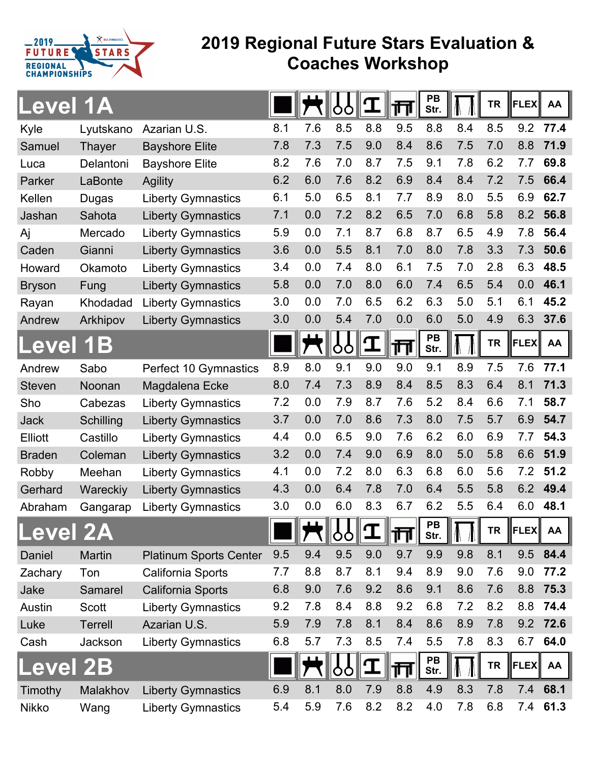# 2019 Regional Future Stars Evaluation & Coaches Workshop

## Level 1A

| First | Last | Club | FX | PH | SR | VT | PB | PB Str. | HB | TR | FLEX | AA |
|---|---|---|---|---|---|---|---|---|---|---|---|---|
| Kyle | Lyutskano | Azarian U.S. | 8.1 | 7.6 | 8.5 | 8.8 | 9.5 | 8.8 | 8.4 | 8.5 | 9.2 | **77.4** |
| Samuel | Thayer | Bayshore Elite | 7.8 | 7.3 | 7.5 | 9.0 | 8.4 | 8.6 | 7.5 | 7.0 | 8.8 | **71.9** |
| Luca | Delantoni | Bayshore Elite | 8.2 | 7.6 | 7.0 | 8.7 | 7.5 | 9.1 | 7.8 | 6.2 | 7.7 | **69.8** |
| Parker | LaBonte | Agility | 6.2 | 6.0 | 7.6 | 8.2 | 6.9 | 8.4 | 8.4 | 7.2 | 7.5 | **66.4** |
| Kellen | Dugas | Liberty Gymnastics | 6.1 | 5.0 | 6.5 | 8.1 | 7.7 | 8.9 | 8.0 | 5.5 | 6.9 | **62.7** |
| Jashan | Sahota | Liberty Gymnastics | 7.1 | 0.0 | 7.2 | 8.2 | 6.5 | 7.0 | 6.8 | 5.8 | 8.2 | **56.8** |
| Aj | Mercado | Liberty Gymnastics | 5.9 | 0.0 | 7.1 | 8.7 | 6.8 | 8.7 | 6.5 | 4.9 | 7.8 | **56.4** |
| Caden | Gianni | Liberty Gymnastics | 3.6 | 0.0 | 5.5 | 8.1 | 7.0 | 8.0 | 7.8 | 3.3 | 7.3 | **50.6** |
| Howard | Okamoto | Liberty Gymnastics | 3.4 | 0.0 | 7.4 | 8.0 | 6.1 | 7.5 | 7.0 | 2.8 | 6.3 | **48.5** |
| Bryson | Fung | Liberty Gymnastics | 5.8 | 0.0 | 7.0 | 8.0 | 6.0 | 7.4 | 6.5 | 5.4 | 0.0 | **46.1** |
| Rayan | Khodadad | Liberty Gymnastics | 3.0 | 0.0 | 7.0 | 6.5 | 6.2 | 6.3 | 5.0 | 5.1 | 6.1 | **45.2** |
| Andrew | Arkhipov | Liberty Gymnastics | 3.0 | 0.0 | 5.4 | 7.0 | 0.0 | 6.0 | 5.0 | 4.9 | 6.3 | **37.6** |

## Level 1B

| First | Last | Club | FX | PH | SR | VT | PB | PB Str. | HB | TR | FLEX | AA |
|---|---|---|---|---|---|---|---|---|---|---|---|---|
| Andrew | Sabo | Perfect 10 Gymnastics | 8.9 | 8.0 | 9.1 | 9.0 | 9.0 | 9.1 | 8.9 | 7.5 | 7.6 | **77.1** |
| Steven | Noonan | Magdalena Ecke | 8.0 | 7.4 | 7.3 | 8.9 | 8.4 | 8.5 | 8.3 | 6.4 | 8.1 | **71.3** |
| Sho | Cabezas | Liberty Gymnastics | 7.2 | 0.0 | 7.9 | 8.7 | 7.6 | 5.2 | 8.4 | 6.6 | 7.1 | **58.7** |
| Jack | Schilling | Liberty Gymnastics | 3.7 | 0.0 | 7.0 | 8.6 | 7.3 | 8.0 | 7.5 | 5.7 | 6.9 | **54.7** |
| Elliott | Castillo | Liberty Gymnastics | 4.4 | 0.0 | 6.5 | 9.0 | 7.6 | 6.2 | 6.0 | 6.9 | 7.7 | **54.3** |
| Braden | Coleman | Liberty Gymnastics | 3.2 | 0.0 | 7.4 | 9.0 | 6.9 | 8.0 | 5.0 | 5.8 | 6.6 | **51.9** |
| Robby | Meehan | Liberty Gymnastics | 4.1 | 0.0 | 7.2 | 8.0 | 6.3 | 6.8 | 6.0 | 5.6 | 7.2 | **51.2** |
| Gerhard | Wareckiy | Liberty Gymnastics | 4.3 | 0.0 | 6.4 | 7.8 | 7.0 | 6.4 | 5.5 | 5.8 | 6.2 | **49.4** |
| Abraham | Gangarap | Liberty Gymnastics | 3.0 | 0.0 | 6.0 | 8.3 | 6.7 | 6.2 | 5.5 | 6.4 | 6.0 | **48.1** |

## Level 2A

| First | Last | Club | FX | PH | SR | VT | PB | PB Str. | HB | TR | FLEX | AA |
|---|---|---|---|---|---|---|---|---|---|---|---|---|
| Daniel | Martin | Platinum Sports Center | 9.5 | 9.4 | 9.5 | 9.0 | 9.7 | 9.9 | 9.8 | 8.1 | 9.5 | **84.4** |
| Zachary | Ton | California Sports | 7.7 | 8.8 | 8.7 | 8.1 | 9.4 | 8.9 | 9.0 | 7.6 | 9.0 | **77.2** |
| Jake | Samarel | California Sports | 6.8 | 9.0 | 7.6 | 9.2 | 8.6 | 9.1 | 8.6 | 7.6 | 8.8 | **75.3** |
| Austin | Scott | Liberty Gymnastics | 9.2 | 7.8 | 8.4 | 8.8 | 9.2 | 6.8 | 7.2 | 8.2 | 8.8 | **74.4** |
| Luke | Terrell | Azarian U.S. | 5.9 | 7.9 | 7.8 | 8.1 | 8.4 | 8.6 | 8.9 | 7.8 | 9.2 | **72.6** |
| Cash | Jackson | Liberty Gymnastics | 6.8 | 5.7 | 7.3 | 8.5 | 7.4 | 5.5 | 7.8 | 8.3 | 6.7 | **64.0** |

## Level 2B

| First | Last | Club | FX | PH | SR | VT | PB | PB Str. | HB | TR | FLEX | AA |
|---|---|---|---|---|---|---|---|---|---|---|---|---|
| Timothy | Malakhov | Liberty Gymnastics | 6.9 | 8.1 | 8.0 | 7.9 | 8.8 | 4.9 | 8.3 | 7.8 | 7.4 | **68.1** |
| Nikko | Wang | Liberty Gymnastics | 5.4 | 5.9 | 7.6 | 8.2 | 8.2 | 4.0 | 7.8 | 6.8 | 7.4 | **61.3** |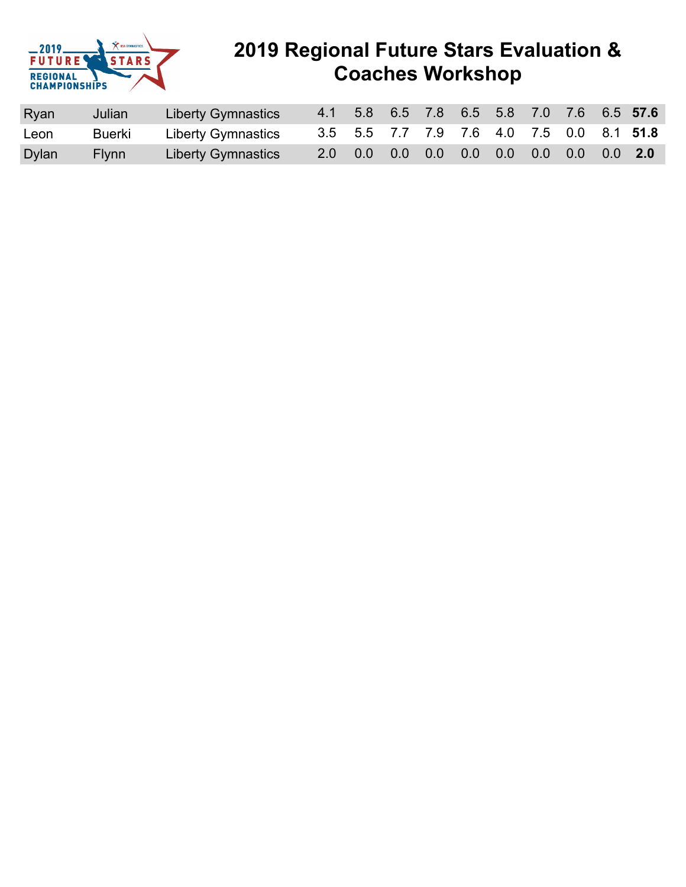# 2019 Regional Future Stars Evaluation & Coaches Workshop

| | | | | | | | | | | | | |
|---|---|---|---|---|---|---|---|---|---|---|---|---|
| Ryan | Julian | Liberty Gymnastics | 4.1 | 5.8 | 6.5 | 7.8 | 6.5 | 5.8 | 7.0 | 7.6 | 6.5 | **57.6** |
| Leon | Buerki | Liberty Gymnastics | 3.5 | 5.5 | 7.7 | 7.9 | 7.6 | 4.0 | 7.5 | 0.0 | 8.1 | **51.8** |
| Dylan | Flynn | Liberty Gymnastics | 2.0 | 0.0 | 0.0 | 0.0 | 0.0 | 0.0 | 0.0 | 0.0 | 0.0 | **2.0** |